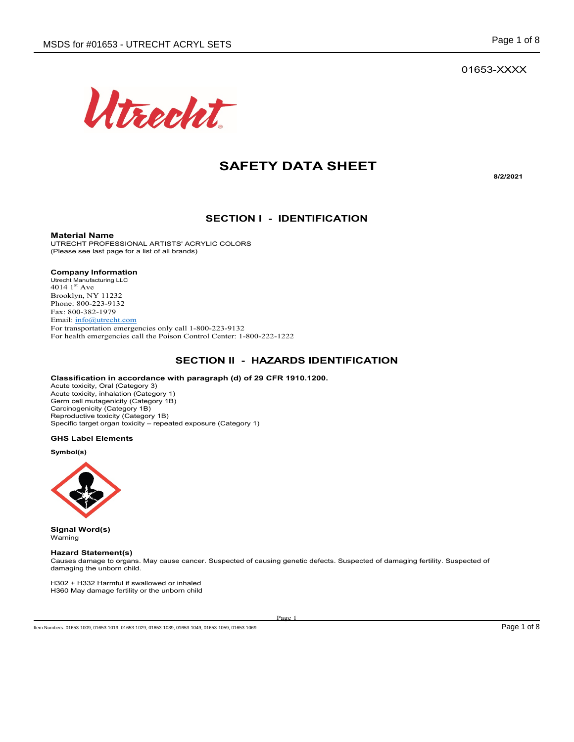01653-XXXX

# SAFETY DATA SHEET

**8/2/2021**

## SECTION I - IDENTIFICATION

**Material Name**
UTRECHT PROFESSIONAL ARTISTS' ACRYLIC COLORS
(Please see last page for a list of all brands)

**Company Information**
Utrecht Manufacturing LLC
4014 1st Ave
Brooklyn, NY 11232
Phone: 800-223-9132
Fax: 800-382-1979
Email: info@utrecht.com
For transportation emergencies only call 1-800-223-9132
For health emergencies call the Poison Control Center: 1-800-222-1222

## SECTION II - HAZARDS IDENTIFICATION

**Classification in accordance with paragraph (d) of 29 CFR 1910.1200.**
Acute toxicity, Oral (Category 3)
Acute toxicity, inhalation (Category 1)
Germ cell mutagenicity (Category 1B)
Carcinogenicity (Category 1B)
Reproductive toxicity (Category 1B)
Specific target organ toxicity – repeated exposure (Category 1)

**GHS Label Elements**

**Symbol(s)**

**Signal Word(s)**
Warning

**Hazard Statement(s)**
Causes damage to organs. May cause cancer. Suspected of causing genetic defects. Suspected of damaging fertility. Suspected of damaging the unborn child.

H302 + H332 Harmful if swallowed or inhaled
H360 May damage fertility or the unborn child

Item Numbers: 01653-1009, 01653-1019, 01653-1029, 01653-1039, 01653-1049, 01653-1059, 01653-1069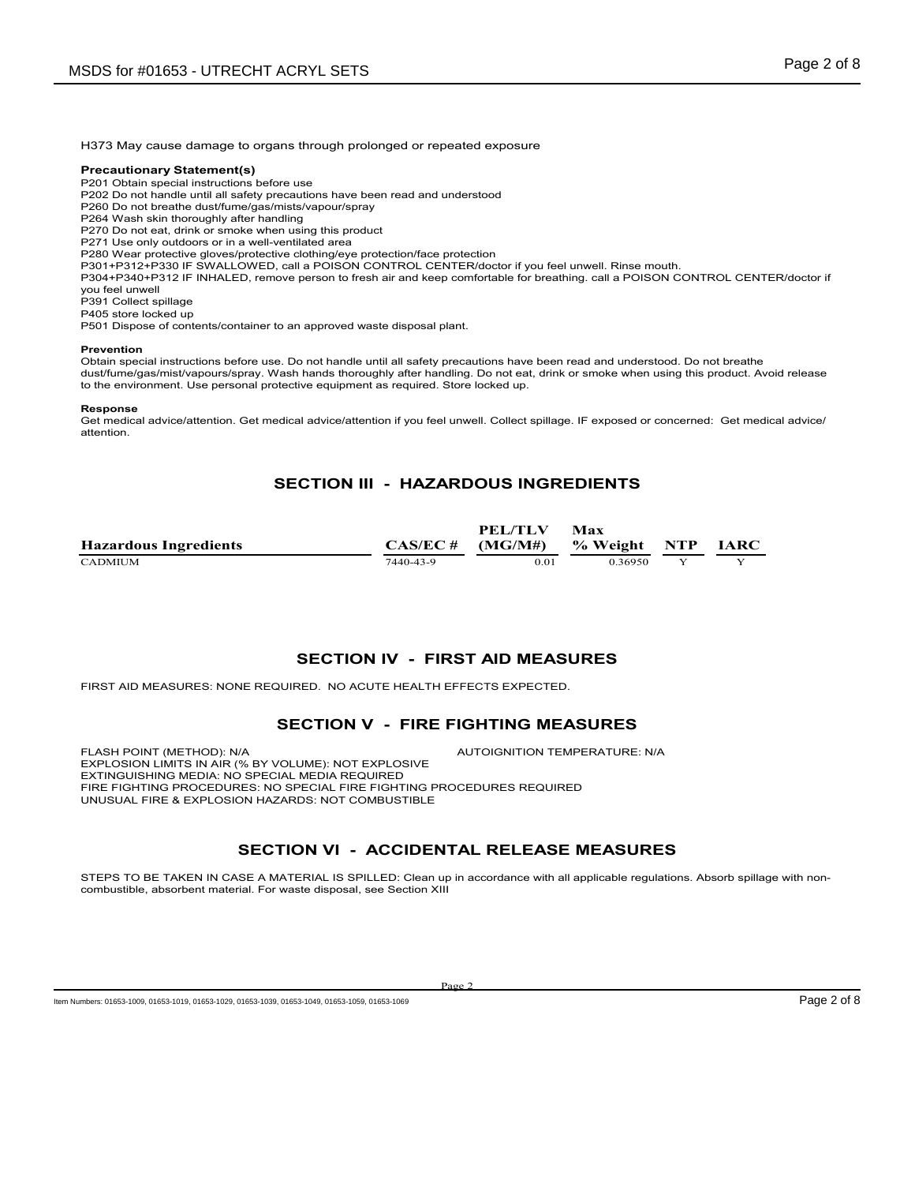H373 May cause damage to organs through prolonged or repeated exposure

**Precautionary Statement(s)**

P201 Obtain special instructions before use
P202 Do not handle until all safety precautions have been read and understood
P260 Do not breathe dust/fume/gas/mists/vapour/spray
P264 Wash skin thoroughly after handling
P270 Do not eat, drink or smoke when using this product
P271 Use only outdoors or in a well-ventilated area
P280 Wear protective gloves/protective clothing/eye protection/face protection
P301+P312+P330 IF SWALLOWED, call a POISON CONTROL CENTER/doctor if you feel unwell. Rinse mouth.
P304+P340+P312 IF INHALED, remove person to fresh air and keep comfortable for breathing. call a POISON CONTROL CENTER/doctor if you feel unwell
P391 Collect spillage
P405 store locked up
P501 Dispose of contents/container to an approved waste disposal plant.

**Prevention**

Obtain special instructions before use. Do not handle until all safety precautions have been read and understood. Do not breathe dust/fume/gas/mist/vapours/spray. Wash hands thoroughly after handling. Do not eat, drink or smoke when using this product. Avoid release to the environment. Use personal protective equipment as required. Store locked up.

**Response**

Get medical advice/attention. Get medical advice/attention if you feel unwell. Collect spillage. IF exposed or concerned: Get medical advice/ attention.

## SECTION III - HAZARDOUS INGREDIENTS

| Hazardous Ingredients | CAS/EC # | PEL/TLV (MG/M#) | Max % Weight | NTP | IARC |
|---|---|---|---|---|---|
| CADMIUM | 7440-43-9 | 0.01 | 0.36950 | Y | Y |

## SECTION IV - FIRST AID MEASURES

FIRST AID MEASURES: NONE REQUIRED. NO ACUTE HEALTH EFFECTS EXPECTED.

## SECTION V - FIRE FIGHTING MEASURES

FLASH POINT (METHOD): N/A
AUTOIGNITION TEMPERATURE: N/A
EXPLOSION LIMITS IN AIR (% BY VOLUME): NOT EXPLOSIVE
EXTINGUISHING MEDIA: NO SPECIAL MEDIA REQUIRED
FIRE FIGHTING PROCEDURES: NO SPECIAL FIRE FIGHTING PROCEDURES REQUIRED
UNUSUAL FIRE & EXPLOSION HAZARDS: NOT COMBUSTIBLE

## SECTION VI - ACCIDENTAL RELEASE MEASURES

STEPS TO BE TAKEN IN CASE A MATERIAL IS SPILLED: Clean up in accordance with all applicable regulations. Absorb spillage with non-combustible, absorbent material. For waste disposal, see Section XIII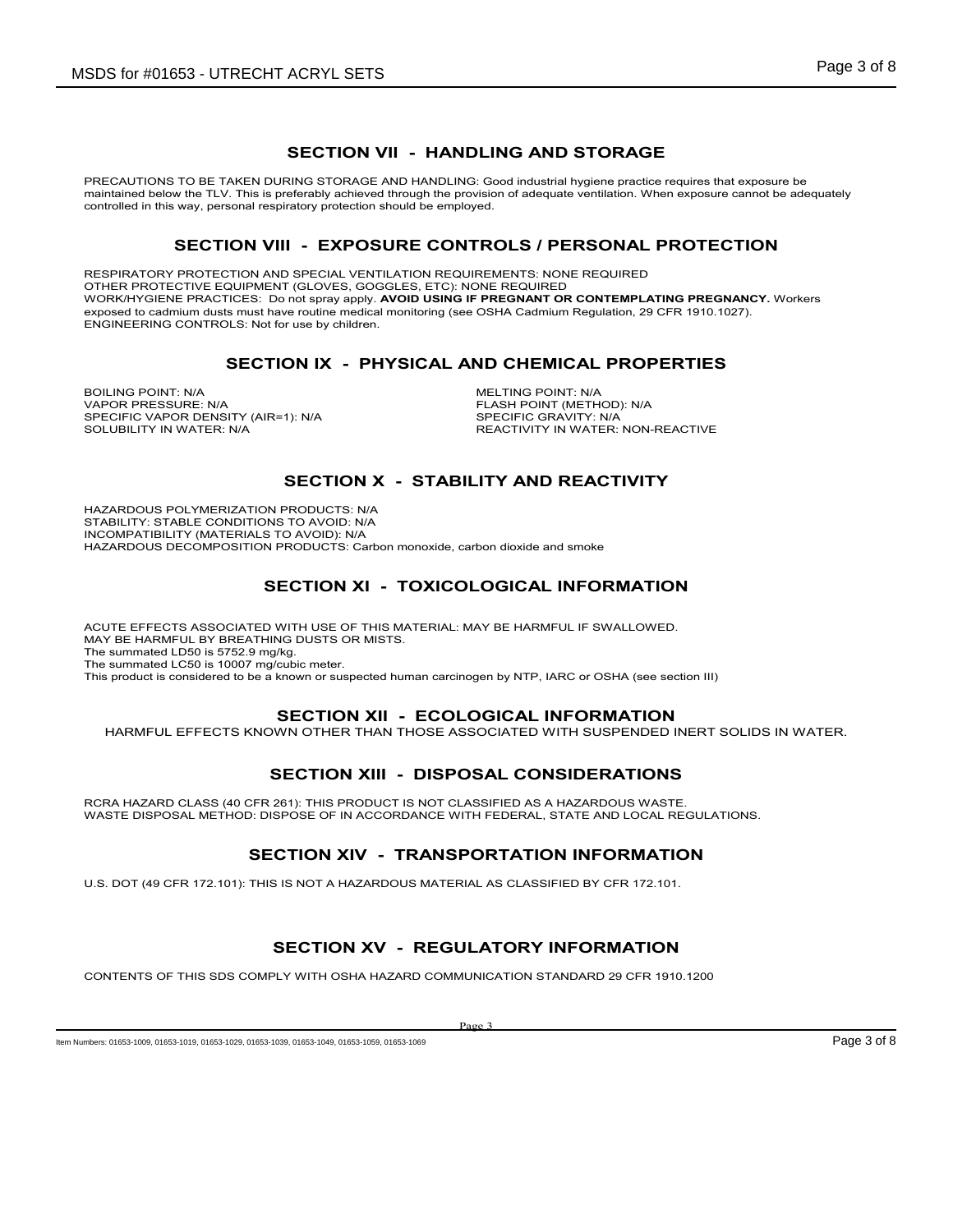## SECTION VII - HANDLING AND STORAGE

PRECAUTIONS TO BE TAKEN DURING STORAGE AND HANDLING: Good industrial hygiene practice requires that exposure be maintained below the TLV. This is preferably achieved through the provision of adequate ventilation. When exposure cannot be adequately controlled in this way, personal respiratory protection should be employed.

## SECTION VIII - EXPOSURE CONTROLS / PERSONAL PROTECTION

RESPIRATORY PROTECTION AND SPECIAL VENTILATION REQUIREMENTS: NONE REQUIRED
OTHER PROTECTIVE EQUIPMENT (GLOVES, GOGGLES, ETC): NONE REQUIRED
WORK/HYGIENE PRACTICES: Do not spray apply. **AVOID USING IF PREGNANT OR CONTEMPLATING PREGNANCY.** Workers exposed to cadmium dusts must have routine medical monitoring (see OSHA Cadmium Regulation, 29 CFR 1910.1027).
ENGINEERING CONTROLS: Not for use by children.

## SECTION IX - PHYSICAL AND CHEMICAL PROPERTIES

BOILING POINT: N/A
VAPOR PRESSURE: N/A
SPECIFIC VAPOR DENSITY (AIR=1): N/A
SOLUBILITY IN WATER: N/A
MELTING POINT: N/A
FLASH POINT (METHOD): N/A
SPECIFIC GRAVITY: N/A
REACTIVITY IN WATER: NON-REACTIVE

## SECTION X - STABILITY AND REACTIVITY

HAZARDOUS POLYMERIZATION PRODUCTS: N/A
STABILITY: STABLE CONDITIONS TO AVOID: N/A
INCOMPATIBILITY (MATERIALS TO AVOID): N/A
HAZARDOUS DECOMPOSITION PRODUCTS: Carbon monoxide, carbon dioxide and smoke

## SECTION XI - TOXICOLOGICAL INFORMATION

ACUTE EFFECTS ASSOCIATED WITH USE OF THIS MATERIAL: MAY BE HARMFUL IF SWALLOWED.
MAY BE HARMFUL BY BREATHING DUSTS OR MISTS.
The summated LD50 is 5752.9 mg/kg.
The summated LC50 is 10007 mg/cubic meter.
This product is considered to be a known or suspected human carcinogen by NTP, IARC or OSHA (see section III)

## SECTION XII - ECOLOGICAL INFORMATION

HARMFUL EFFECTS KNOWN OTHER THAN THOSE ASSOCIATED WITH SUSPENDED INERT SOLIDS IN WATER.

## SECTION XIII - DISPOSAL CONSIDERATIONS

RCRA HAZARD CLASS (40 CFR 261): THIS PRODUCT IS NOT CLASSIFIED AS A HAZARDOUS WASTE.
WASTE DISPOSAL METHOD: DISPOSE OF IN ACCORDANCE WITH FEDERAL, STATE AND LOCAL REGULATIONS.

## SECTION XIV - TRANSPORTATION INFORMATION

U.S. DOT (49 CFR 172.101): THIS IS NOT A HAZARDOUS MATERIAL AS CLASSIFIED BY CFR 172.101.

## SECTION XV - REGULATORY INFORMATION

CONTENTS OF THIS SDS COMPLY WITH OSHA HAZARD COMMUNICATION STANDARD 29 CFR 1910.1200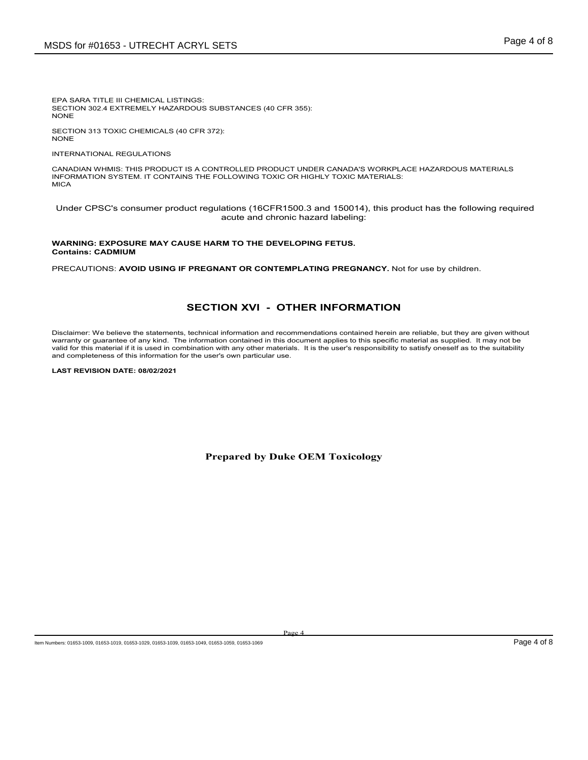EPA SARA TITLE III CHEMICAL LISTINGS:
SECTION 302.4 EXTREMELY HAZARDOUS SUBSTANCES (40 CFR 355):
NONE

SECTION 313 TOXIC CHEMICALS (40 CFR 372):
NONE

INTERNATIONAL REGULATIONS

CANADIAN WHMIS: THIS PRODUCT IS A CONTROLLED PRODUCT UNDER CANADA'S WORKPLACE HAZARDOUS MATERIALS INFORMATION SYSTEM. IT CONTAINS THE FOLLOWING TOXIC OR HIGHLY TOXIC MATERIALS:
MICA

Under CPSC's consumer product regulations (16CFR1500.3 and 150014), this product has the following required acute and chronic hazard labeling:

**WARNING: EXPOSURE MAY CAUSE HARM TO THE DEVELOPING FETUS.**
**Contains: CADMIUM**

PRECAUTIONS: **AVOID USING IF PREGNANT OR CONTEMPLATING PREGNANCY.** Not for use by children.

## SECTION XVI - OTHER INFORMATION

Disclaimer: We believe the statements, technical information and recommendations contained herein are reliable, but they are given without warranty or guarantee of any kind. The information contained in this document applies to this specific material as supplied. It may not be valid for this material if it is used in combination with any other materials. It is the user's responsibility to satisfy oneself as to the suitability and completeness of this information for the user's own particular use.

**LAST REVISION DATE: 08/02/2021**

**Prepared by Duke OEM Toxicology**

Item Numbers: 01653-1009, 01653-1019, 01653-1029, 01653-1039, 01653-1049, 01653-1059, 01653-1069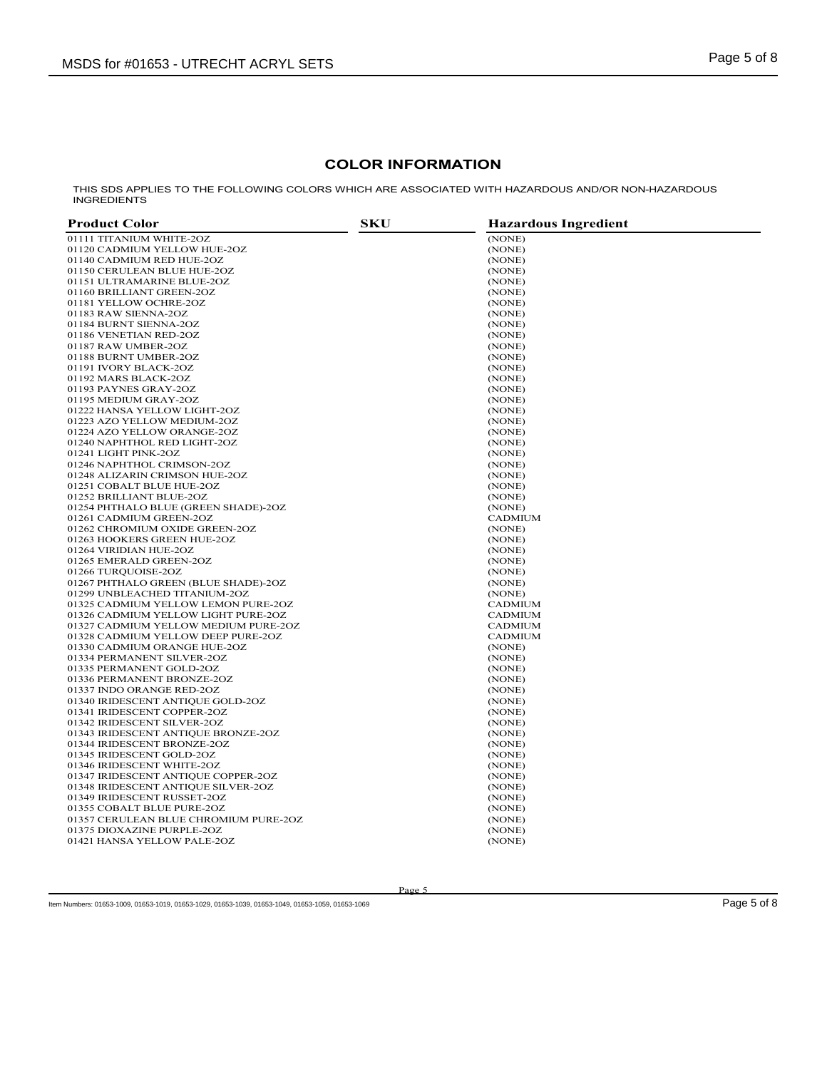## COLOR INFORMATION

THIS SDS APPLIES TO THE FOLLOWING COLORS WHICH ARE ASSOCIATED WITH HAZARDOUS AND/OR NON-HAZARDOUS INGREDIENTS

| Product Color | SKU | Hazardous Ingredient |
|---|---|---|
| 01111 TITANIUM WHITE-2OZ | | (NONE) |
| 01120 CADMIUM YELLOW HUE-2OZ | | (NONE) |
| 01140 CADMIUM RED HUE-2OZ | | (NONE) |
| 01150 CERULEAN BLUE HUE-2OZ | | (NONE) |
| 01151 ULTRAMARINE BLUE-2OZ | | (NONE) |
| 01160 BRILLIANT GREEN-2OZ | | (NONE) |
| 01181 YELLOW OCHRE-2OZ | | (NONE) |
| 01183 RAW SIENNA-2OZ | | (NONE) |
| 01184 BURNT SIENNA-2OZ | | (NONE) |
| 01186 VENETIAN RED-2OZ | | (NONE) |
| 01187 RAW UMBER-2OZ | | (NONE) |
| 01188 BURNT UMBER-2OZ | | (NONE) |
| 01191 IVORY BLACK-2OZ | | (NONE) |
| 01192 MARS BLACK-2OZ | | (NONE) |
| 01193 PAYNES GRAY-2OZ | | (NONE) |
| 01195 MEDIUM GRAY-2OZ | | (NONE) |
| 01222 HANSA YELLOW LIGHT-2OZ | | (NONE) |
| 01223 AZO YELLOW MEDIUM-2OZ | | (NONE) |
| 01224 AZO YELLOW ORANGE-2OZ | | (NONE) |
| 01240 NAPHTHOL RED LIGHT-2OZ | | (NONE) |
| 01241 LIGHT PINK-2OZ | | (NONE) |
| 01246 NAPHTHOL CRIMSON-2OZ | | (NONE) |
| 01248 ALIZARIN CRIMSON HUE-2OZ | | (NONE) |
| 01251 COBALT BLUE HUE-2OZ | | (NONE) |
| 01252 BRILLIANT BLUE-2OZ | | (NONE) |
| 01254 PHTHALO BLUE (GREEN SHADE)-2OZ | | (NONE) |
| 01261 CADMIUM GREEN-2OZ | | CADMIUM |
| 01262 CHROMIUM OXIDE GREEN-2OZ | | (NONE) |
| 01263 HOOKERS GREEN HUE-2OZ | | (NONE) |
| 01264 VIRIDIAN HUE-2OZ | | (NONE) |
| 01265 EMERALD GREEN-2OZ | | (NONE) |
| 01266 TURQUOISE-2OZ | | (NONE) |
| 01267 PHTHALO GREEN (BLUE SHADE)-2OZ | | (NONE) |
| 01299 UNBLEACHED TITANIUM-2OZ | | (NONE) |
| 01325 CADMIUM YELLOW LEMON PURE-2OZ | | CADMIUM |
| 01326 CADMIUM YELLOW LIGHT PURE-2OZ | | CADMIUM |
| 01327 CADMIUM YELLOW MEDIUM PURE-2OZ | | CADMIUM |
| 01328 CADMIUM YELLOW DEEP PURE-2OZ | | CADMIUM |
| 01330 CADMIUM ORANGE HUE-2OZ | | (NONE) |
| 01334 PERMANENT SILVER-2OZ | | (NONE) |
| 01335 PERMANENT GOLD-2OZ | | (NONE) |
| 01336 PERMANENT BRONZE-2OZ | | (NONE) |
| 01337 INDO ORANGE RED-2OZ | | (NONE) |
| 01340 IRIDESCENT ANTIQUE GOLD-2OZ | | (NONE) |
| 01341 IRIDESCENT COPPER-2OZ | | (NONE) |
| 01342 IRIDESCENT SILVER-2OZ | | (NONE) |
| 01343 IRIDESCENT ANTIQUE BRONZE-2OZ | | (NONE) |
| 01344 IRIDESCENT BRONZE-2OZ | | (NONE) |
| 01345 IRIDESCENT GOLD-2OZ | | (NONE) |
| 01346 IRIDESCENT WHITE-2OZ | | (NONE) |
| 01347 IRIDESCENT ANTIQUE COPPER-2OZ | | (NONE) |
| 01348 IRIDESCENT ANTIQUE SILVER-2OZ | | (NONE) |
| 01349 IRIDESCENT RUSSET-2OZ | | (NONE) |
| 01355 COBALT BLUE PURE-2OZ | | (NONE) |
| 01357 CERULEAN BLUE CHROMIUM PURE-2OZ | | (NONE) |
| 01375 DIOXAZINE PURPLE-2OZ | | (NONE) |
| 01421 HANSA YELLOW PALE-2OZ | | (NONE) |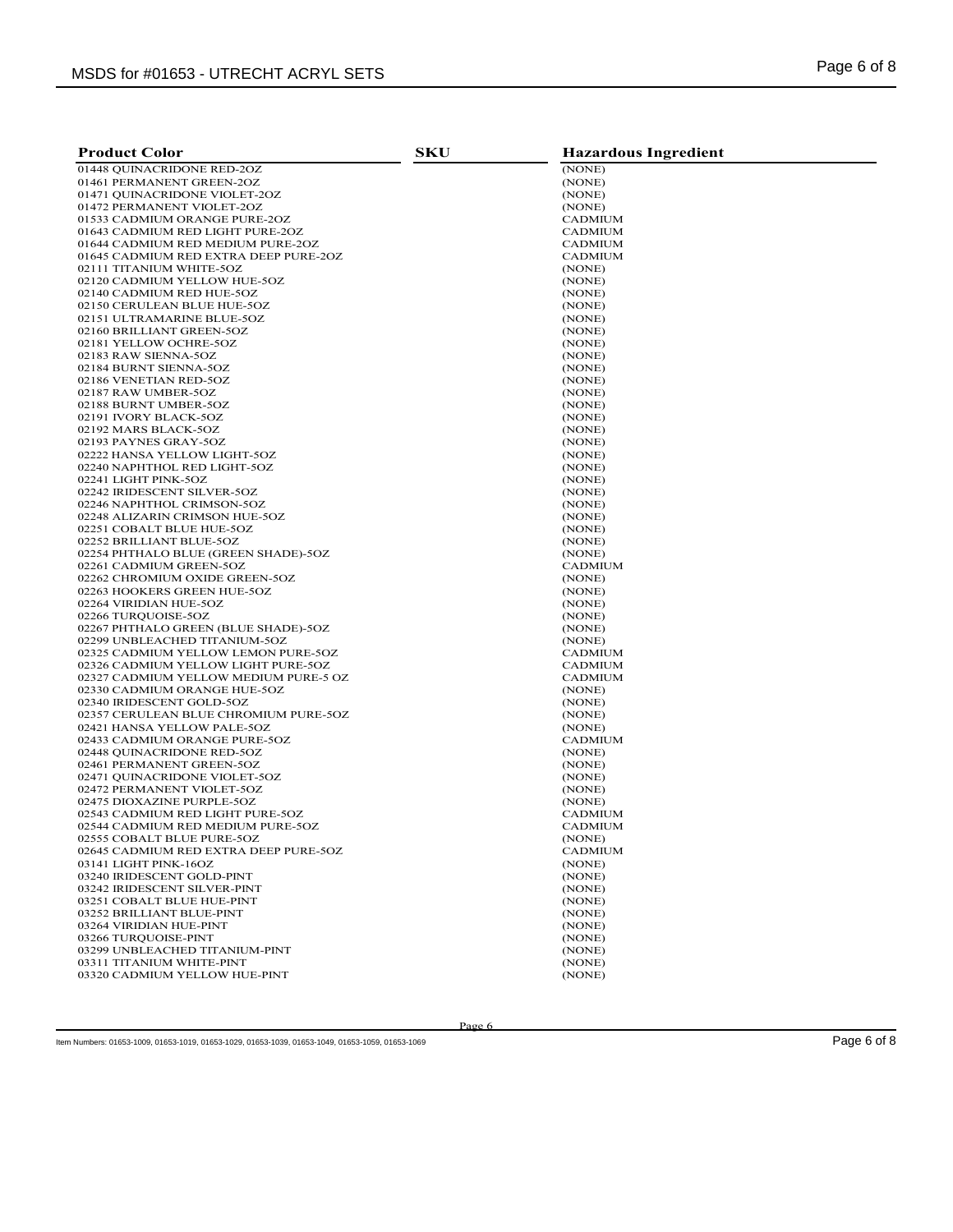| Product Color | SKU | Hazardous Ingredient |
|---|---|---|
| 01448 QUINACRIDONE RED-2OZ | | (NONE) |
| 01461 PERMANENT GREEN-2OZ | | (NONE) |
| 01471 QUINACRIDONE VIOLET-2OZ | | (NONE) |
| 01472 PERMANENT VIOLET-2OZ | | (NONE) |
| 01533 CADMIUM ORANGE PURE-2OZ | | CADMIUM |
| 01643 CADMIUM RED LIGHT PURE-2OZ | | CADMIUM |
| 01644 CADMIUM RED MEDIUM PURE-2OZ | | CADMIUM |
| 01645 CADMIUM RED EXTRA DEEP PURE-2OZ | | CADMIUM |
| 02111 TITANIUM WHITE-5OZ | | (NONE) |
| 02120 CADMIUM YELLOW HUE-5OZ | | (NONE) |
| 02140 CADMIUM RED HUE-5OZ | | (NONE) |
| 02150 CERULEAN BLUE HUE-5OZ | | (NONE) |
| 02151 ULTRAMARINE BLUE-5OZ | | (NONE) |
| 02160 BRILLIANT GREEN-5OZ | | (NONE) |
| 02181 YELLOW OCHRE-5OZ | | (NONE) |
| 02183 RAW SIENNA-5OZ | | (NONE) |
| 02184 BURNT SIENNA-5OZ | | (NONE) |
| 02186 VENETIAN RED-5OZ | | (NONE) |
| 02187 RAW UMBER-5OZ | | (NONE) |
| 02188 BURNT UMBER-5OZ | | (NONE) |
| 02191 IVORY BLACK-5OZ | | (NONE) |
| 02192 MARS BLACK-5OZ | | (NONE) |
| 02193 PAYNES GRAY-5OZ | | (NONE) |
| 02222 HANSA YELLOW LIGHT-5OZ | | (NONE) |
| 02240 NAPHTHOL RED LIGHT-5OZ | | (NONE) |
| 02241 LIGHT PINK-5OZ | | (NONE) |
| 02242 IRIDESCENT SILVER-5OZ | | (NONE) |
| 02246 NAPHTHOL CRIMSON-5OZ | | (NONE) |
| 02248 ALIZARIN CRIMSON HUE-5OZ | | (NONE) |
| 02251 COBALT BLUE HUE-5OZ | | (NONE) |
| 02252 BRILLIANT BLUE-5OZ | | (NONE) |
| 02254 PHTHALO BLUE (GREEN SHADE)-5OZ | | (NONE) |
| 02261 CADMIUM GREEN-5OZ | | CADMIUM |
| 02262 CHROMIUM OXIDE GREEN-5OZ | | (NONE) |
| 02263 HOOKERS GREEN HUE-5OZ | | (NONE) |
| 02264 VIRIDIAN HUE-5OZ | | (NONE) |
| 02266 TURQUOISE-5OZ | | (NONE) |
| 02267 PHTHALO GREEN (BLUE SHADE)-5OZ | | (NONE) |
| 02299 UNBLEACHED TITANIUM-5OZ | | (NONE) |
| 02325 CADMIUM YELLOW LEMON PURE-5OZ | | CADMIUM |
| 02326 CADMIUM YELLOW LIGHT PURE-5OZ | | CADMIUM |
| 02327 CADMIUM YELLOW MEDIUM PURE-5 OZ | | CADMIUM |
| 02330 CADMIUM ORANGE HUE-5OZ | | (NONE) |
| 02340 IRIDESCENT GOLD-5OZ | | (NONE) |
| 02357 CERULEAN BLUE CHROMIUM PURE-5OZ | | (NONE) |
| 02421 HANSA YELLOW PALE-5OZ | | (NONE) |
| 02433 CADMIUM ORANGE PURE-5OZ | | CADMIUM |
| 02448 QUINACRIDONE RED-5OZ | | (NONE) |
| 02461 PERMANENT GREEN-5OZ | | (NONE) |
| 02471 QUINACRIDONE VIOLET-5OZ | | (NONE) |
| 02472 PERMANENT VIOLET-5OZ | | (NONE) |
| 02475 DIOXAZINE PURPLE-5OZ | | (NONE) |
| 02543 CADMIUM RED LIGHT PURE-5OZ | | CADMIUM |
| 02544 CADMIUM RED MEDIUM PURE-5OZ | | CADMIUM |
| 02555 COBALT BLUE PURE-5OZ | | (NONE) |
| 02645 CADMIUM RED EXTRA DEEP PURE-5OZ | | CADMIUM |
| 03141 LIGHT PINK-16OZ | | (NONE) |
| 03240 IRIDESCENT GOLD-PINT | | (NONE) |
| 03242 IRIDESCENT SILVER-PINT | | (NONE) |
| 03251 COBALT BLUE HUE-PINT | | (NONE) |
| 03252 BRILLIANT BLUE-PINT | | (NONE) |
| 03264 VIRIDIAN HUE-PINT | | (NONE) |
| 03266 TURQUOISE-PINT | | (NONE) |
| 03299 UNBLEACHED TITANIUM-PINT | | (NONE) |
| 03311 TITANIUM WHITE-PINT | | (NONE) |
| 03320 CADMIUM YELLOW HUE-PINT | | (NONE) |

Item Numbers: 01653-1009, 01653-1019, 01653-1029, 01653-1039, 01653-1049, 01653-1059, 01653-1069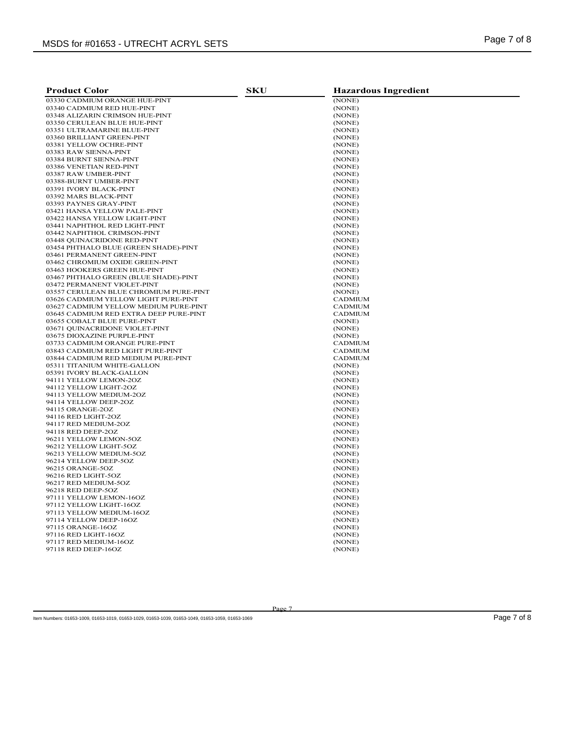| Product Color | SKU | Hazardous Ingredient |
|---|---|---|
| 03330 CADMIUM ORANGE HUE-PINT | | (NONE) |
| 03340 CADMIUM RED HUE-PINT | | (NONE) |
| 03348 ALIZARIN CRIMSON HUE-PINT | | (NONE) |
| 03350 CERULEAN BLUE HUE-PINT | | (NONE) |
| 03351 ULTRAMARINE BLUE-PINT | | (NONE) |
| 03360 BRILLIANT GREEN-PINT | | (NONE) |
| 03381 YELLOW OCHRE-PINT | | (NONE) |
| 03383 RAW SIENNA-PINT | | (NONE) |
| 03384 BURNT SIENNA-PINT | | (NONE) |
| 03386 VENETIAN RED-PINT | | (NONE) |
| 03387 RAW UMBER-PINT | | (NONE) |
| 03388-BURNT UMBER-PINT | | (NONE) |
| 03391 IVORY BLACK-PINT | | (NONE) |
| 03392 MARS BLACK-PINT | | (NONE) |
| 03393 PAYNES GRAY-PINT | | (NONE) |
| 03421 HANSA YELLOW PALE-PINT | | (NONE) |
| 03422 HANSA YELLOW LIGHT-PINT | | (NONE) |
| 03441 NAPHTHOL RED LIGHT-PINT | | (NONE) |
| 03442 NAPHTHOL CRIMSON-PINT | | (NONE) |
| 03448 QUINACRIDONE RED-PINT | | (NONE) |
| 03454 PHTHALO BLUE (GREEN SHADE)-PINT | | (NONE) |
| 03461 PERMANENT GREEN-PINT | | (NONE) |
| 03462 CHROMIUM OXIDE GREEN-PINT | | (NONE) |
| 03463 HOOKERS GREEN HUE-PINT | | (NONE) |
| 03467 PHTHALO GREEN (BLUE SHADE)-PINT | | (NONE) |
| 03472 PERMANENT VIOLET-PINT | | (NONE) |
| 03557 CERULEAN BLUE CHROMIUM PURE-PINT | | (NONE) |
| 03626 CADMIUM YELLOW LIGHT PURE-PINT | | CADMIUM |
| 03627 CADMIUM YELLOW MEDIUM PURE-PINT | | CADMIUM |
| 03645 CADMIUM RED EXTRA DEEP PURE-PINT | | CADMIUM |
| 03655 COBALT BLUE PURE-PINT | | (NONE) |
| 03671 QUINACRIDONE VIOLET-PINT | | (NONE) |
| 03675 DIOXAZINE PURPLE-PINT | | (NONE) |
| 03733 CADMIUM ORANGE PURE-PINT | | CADMIUM |
| 03843 CADMIUM RED LIGHT PURE-PINT | | CADMIUM |
| 03844 CADMIUM RED MEDIUM PURE-PINT | | CADMIUM |
| 05311 TITANIUM WHITE-GALLON | | (NONE) |
| 05391 IVORY BLACK-GALLON | | (NONE) |
| 94111 YELLOW LEMON-2OZ | | (NONE) |
| 94112 YELLOW LIGHT-2OZ | | (NONE) |
| 94113 YELLOW MEDIUM-2OZ | | (NONE) |
| 94114 YELLOW DEEP-2OZ | | (NONE) |
| 94115 ORANGE-2OZ | | (NONE) |
| 94116 RED LIGHT-2OZ | | (NONE) |
| 94117 RED MEDIUM-2OZ | | (NONE) |
| 94118 RED DEEP-2OZ | | (NONE) |
| 96211 YELLOW LEMON-5OZ | | (NONE) |
| 96212 YELLOW LIGHT-5OZ | | (NONE) |
| 96213 YELLOW MEDIUM-5OZ | | (NONE) |
| 96214 YELLOW DEEP-5OZ | | (NONE) |
| 96215 ORANGE-5OZ | | (NONE) |
| 96216 RED LIGHT-5OZ | | (NONE) |
| 96217 RED MEDIUM-5OZ | | (NONE) |
| 96218 RED DEEP-5OZ | | (NONE) |
| 97111 YELLOW LEMON-16OZ | | (NONE) |
| 97112 YELLOW LIGHT-16OZ | | (NONE) |
| 97113 YELLOW MEDIUM-16OZ | | (NONE) |
| 97114 YELLOW DEEP-16OZ | | (NONE) |
| 97115 ORANGE-16OZ | | (NONE) |
| 97116 RED LIGHT-16OZ | | (NONE) |
| 97117 RED MEDIUM-16OZ | | (NONE) |
| 97118 RED DEEP-16OZ | | (NONE) |

Item Numbers: 01653-1009, 01653-1019, 01653-1029, 01653-1039, 01653-1049, 01653-1059, 01653-1069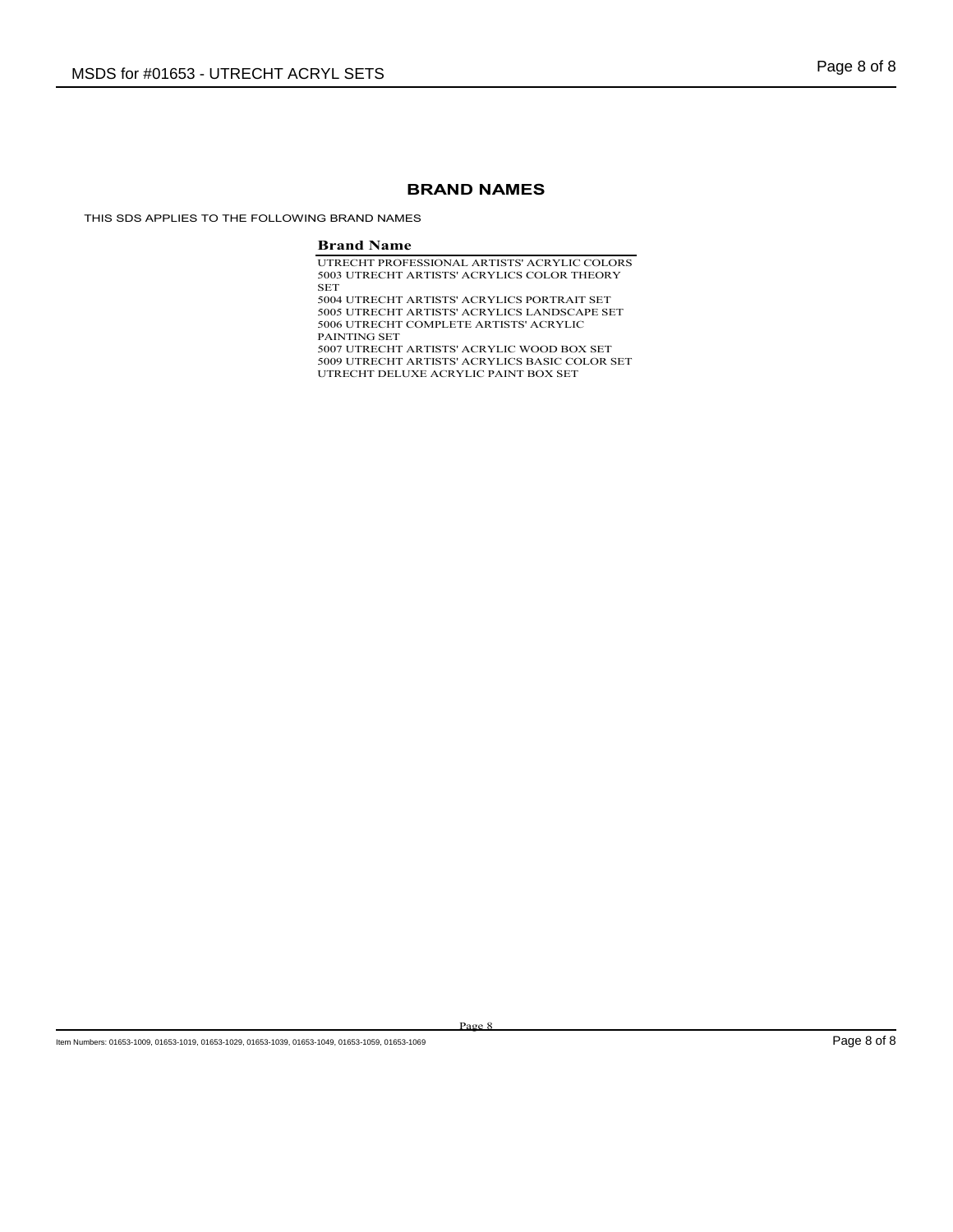## BRAND NAMES

THIS SDS APPLIES TO THE FOLLOWING BRAND NAMES

| Brand Name |
|---|
| UTRECHT PROFESSIONAL ARTISTS' ACRYLIC COLORS |
| 5003 UTRECHT ARTISTS' ACRYLICS COLOR THEORY SET |
| 5004 UTRECHT ARTISTS' ACRYLICS PORTRAIT SET |
| 5005 UTRECHT ARTISTS' ACRYLICS LANDSCAPE SET |
| 5006 UTRECHT COMPLETE ARTISTS' ACRYLIC PAINTING SET |
| 5007 UTRECHT ARTISTS' ACRYLIC WOOD BOX SET |
| 5009 UTRECHT ARTISTS' ACRYLICS BASIC COLOR SET |
| UTRECHT DELUXE ACRYLIC PAINT BOX SET |

Item Numbers: 01653-1009, 01653-1019, 01653-1029, 01653-1039, 01653-1049, 01653-1059, 01653-1069